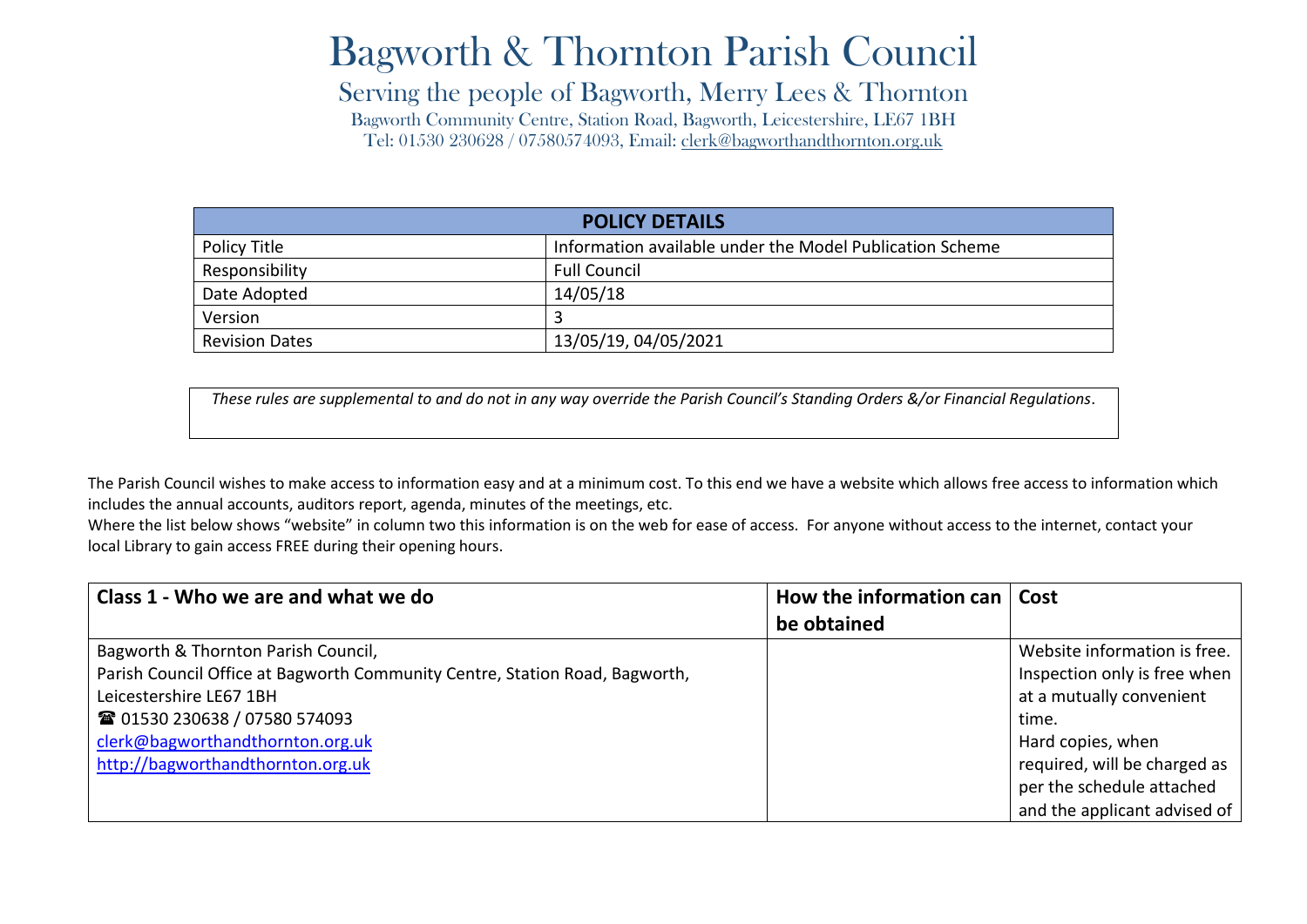# Bagworth & Thornton Parish Council

## Serving the people of Bagworth, Merry Lees & Thornton

Bagworth Community Centre, Station Road, Bagworth, Leicestershire, LE67 1BH
Tel: 01530 230628 / 07580574093, Email: clerk@bagworthandthornton.org.uk

| POLICY DETAILS | |
|---|---|
| Policy Title | Information available under the Model Publication Scheme |
| Responsibility | Full Council |
| Date Adopted | 14/05/18 |
| Version | 3 |
| Revision Dates | 13/05/19, 04/05/2021 |

*These rules are supplemental to and do not in any way override the Parish Council's Standing Orders &/or Financial Regulations*.

The Parish Council wishes to make access to information easy and at a minimum cost. To this end we have a website which allows free access to information which includes the annual accounts, auditors report, agenda, minutes of the meetings, etc.
Where the list below shows "website" in column two this information is on the web for ease of access. For anyone without access to the internet, contact your local Library to gain access FREE during their opening hours.

| Class 1 - Who we are and what we do | How the information can be obtained | Cost |
|---|---|---|
| Bagworth & Thornton Parish Council,<br>Parish Council Office at Bagworth Community Centre, Station Road, Bagworth, Leicestershire LE67 1BH<br>☎ 01530 230638 / 07580 574093<br>clerk@bagworthandthornton.org.uk<br>http://bagworthandthornton.org.uk | | Website information is free. Inspection only is free when at a mutually convenient time.<br>Hard copies, when required, will be charged as per the schedule attached and the applicant advised of |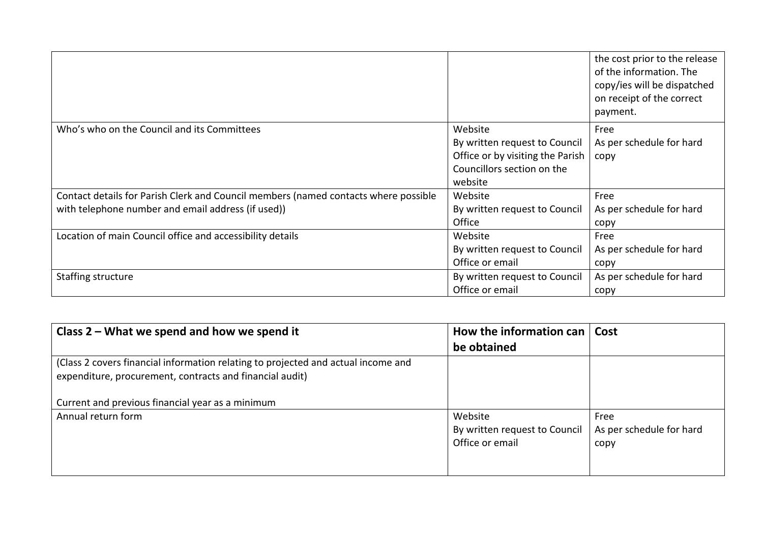| | | |
|---|---|---|
| | | the cost prior to the release of the information. The copy/ies will be dispatched on receipt of the correct payment. |
| Who's who on the Council and its Committees | Website<br>By written request to Council Office or by visiting the Parish Councillors section on the website | Free<br>As per schedule for hard copy |
| Contact details for Parish Clerk and Council members (named contacts where possible with telephone number and email address (if used)) | Website<br>By written request to Council Office | Free<br>As per schedule for hard copy |
| Location of main Council office and accessibility details | Website<br>By written request to Council Office or email | Free<br>As per schedule for hard copy |
| Staffing structure | By written request to Council Office or email | As per schedule for hard copy |

| **Class 2 – What we spend and how we spend it** | **How the information can be obtained** | **Cost** |
|---|---|---|
| (Class 2 covers financial information relating to projected and actual income and expenditure, procurement, contracts and financial audit)<br><br>Current and previous financial year as a minimum | | |
| Annual return form | Website<br>By written request to Council Office or email | Free<br>As per schedule for hard copy |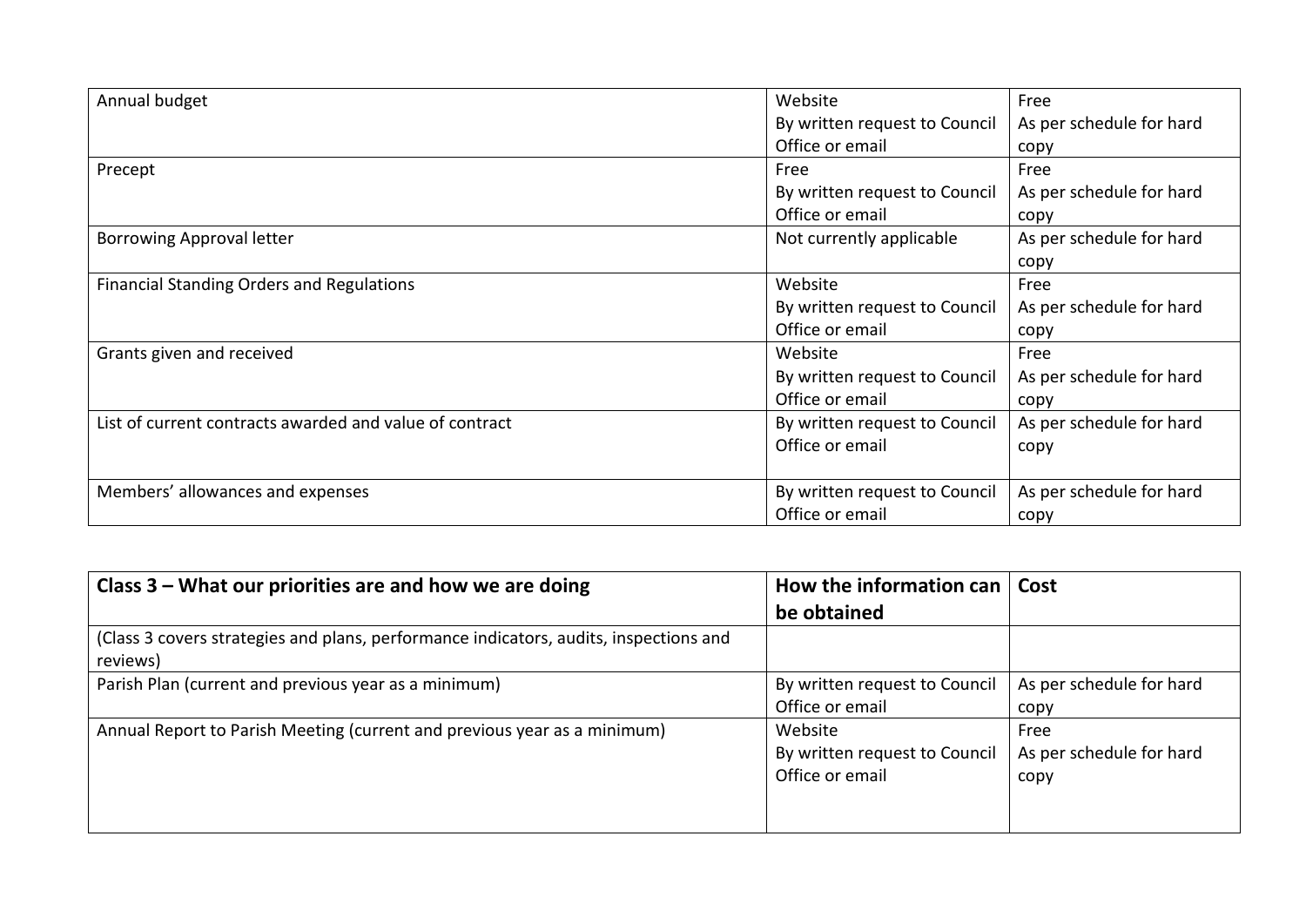| Annual budget | Website<br>By written request to Council Office or email | Free<br>As per schedule for hard copy |
|---|---|---|
| Precept | Free<br>By written request to Council Office or email | Free<br>As per schedule for hard copy |
| Borrowing Approval letter | Not currently applicable | As per schedule for hard copy |
| Financial Standing Orders and Regulations | Website<br>By written request to Council Office or email | Free<br>As per schedule for hard copy |
| Grants given and received | Website<br>By written request to Council Office or email | Free<br>As per schedule for hard copy |
| List of current contracts awarded and value of contract | By written request to Council Office or email | As per schedule for hard copy |
| Members' allowances and expenses | By written request to Council Office or email | As per schedule for hard copy |

| **Class 3 – What our priorities are and how we are doing** | **How the information can be obtained** | **Cost** |
|---|---|---|
| (Class 3 covers strategies and plans, performance indicators, audits, inspections and reviews) | | |
| Parish Plan (current and previous year as a minimum) | By written request to Council Office or email | As per schedule for hard copy |
| Annual Report to Parish Meeting (current and previous year as a minimum) | Website<br>By written request to Council Office or email | Free<br>As per schedule for hard copy |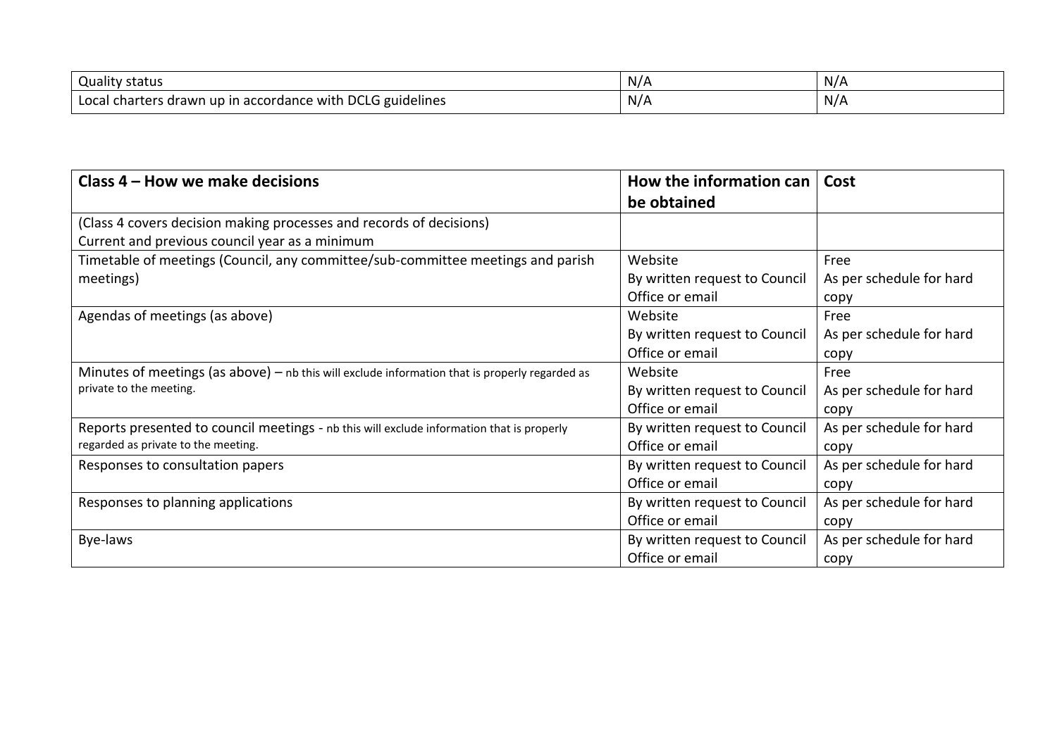| | | |
|---|---|---|
| Quality status | N/A | N/A |
| Local charters drawn up in accordance with DCLG guidelines | N/A | N/A |

| **Class 4 – How we make decisions** | **How the information can be obtained** | **Cost** |
|---|---|---|
| (Class 4 covers decision making processes and records of decisions)<br>Current and previous council year as a minimum | | |
| Timetable of meetings (Council, any committee/sub-committee meetings and parish meetings) | Website<br>By written request to Council Office or email | Free<br>As per schedule for hard copy |
| Agendas of meetings (as above) | Website<br>By written request to Council Office or email | Free<br>As per schedule for hard copy |
| Minutes of meetings (as above) – nb this will exclude information that is properly regarded as private to the meeting. | Website<br>By written request to Council Office or email | Free<br>As per schedule for hard copy |
| Reports presented to council meetings - nb this will exclude information that is properly regarded as private to the meeting. | By written request to Council Office or email | As per schedule for hard copy |
| Responses to consultation papers | By written request to Council Office or email | As per schedule for hard copy |
| Responses to planning applications | By written request to Council Office or email | As per schedule for hard copy |
| Bye-laws | By written request to Council Office or email | As per schedule for hard copy |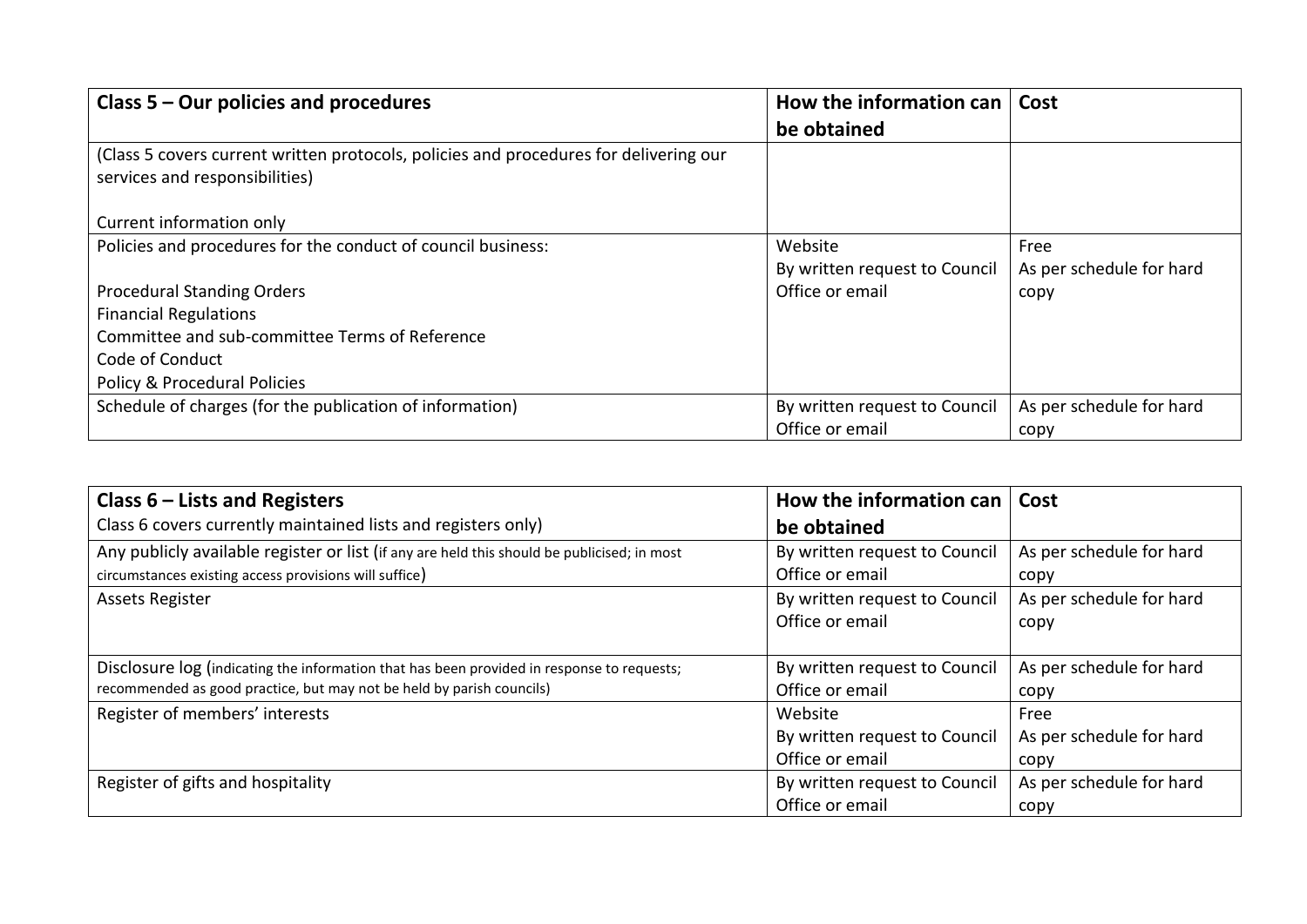| **Class 5 – Our policies and procedures** | **How the information can be obtained** | **Cost** |
|---|---|---|
| (Class 5 covers current written protocols, policies and procedures for delivering our services and responsibilities)<br><br>Current information only | | |
| Policies and procedures for the conduct of council business:<br><br>Procedural Standing Orders<br>Financial Regulations<br>Committee and sub-committee Terms of Reference<br>Code of Conduct<br>Policy & Procedural Policies | Website<br>By written request to Council Office or email | Free<br>As per schedule for hard copy |
| Schedule of charges (for the publication of information) | By written request to Council Office or email | As per schedule for hard copy |

| **Class 6 – Lists and Registers**<br>Class 6 covers currently maintained lists and registers only) | **How the information can be obtained** | **Cost** |
|---|---|---|
| Any publicly available register or list (if any are held this should be publicised; in most circumstances existing access provisions will suffice) | By written request to Council Office or email | As per schedule for hard copy |
| Assets Register | By written request to Council Office or email | As per schedule for hard copy |
| Disclosure log (indicating the information that has been provided in response to requests; recommended as good practice, but may not be held by parish councils) | By written request to Council Office or email | As per schedule for hard copy |
| Register of members' interests | Website<br>By written request to Council Office or email | Free<br>As per schedule for hard copy |
| Register of gifts and hospitality | By written request to Council Office or email | As per schedule for hard copy |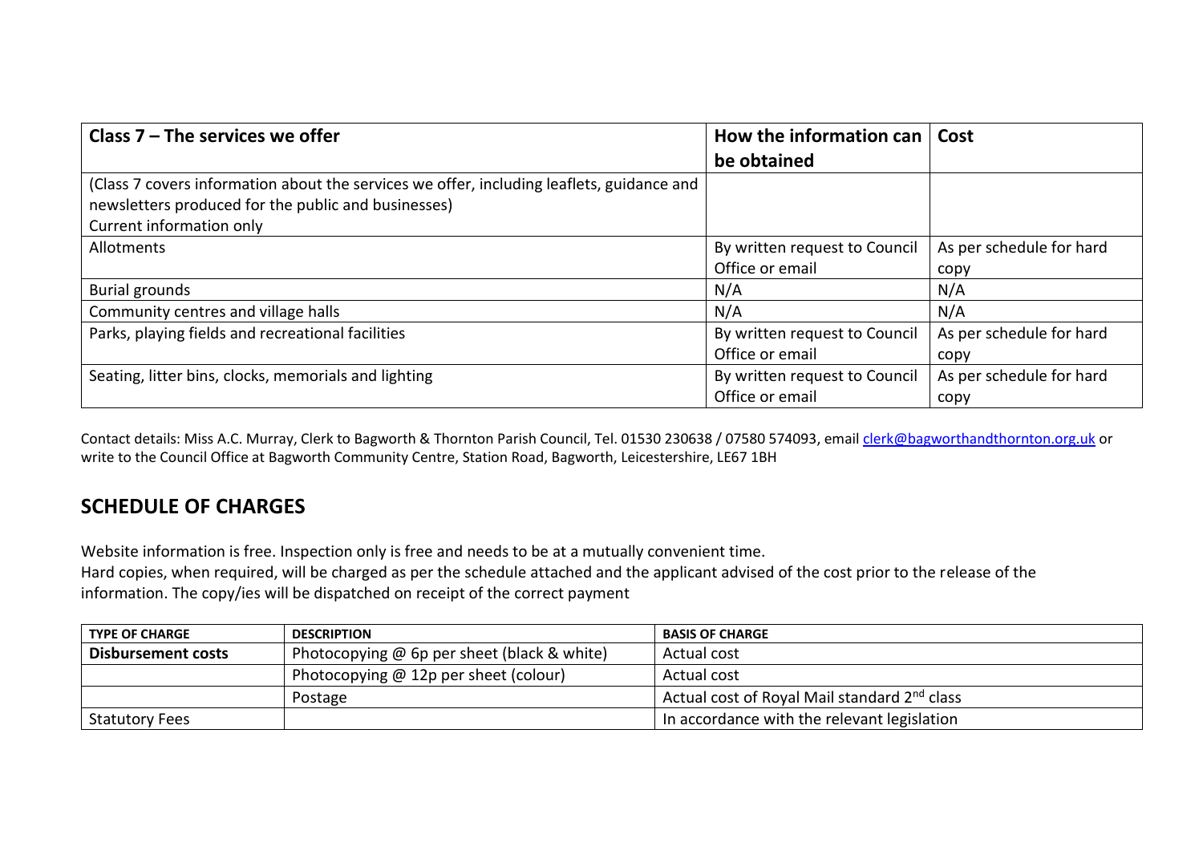| Class 7 – The services we offer | How the information can be obtained | Cost |
|---|---|---|
| (Class 7 covers information about the services we offer, including leaflets, guidance and newsletters produced for the public and businesses)<br>Current information only | | |
| Allotments | By written request to Council Office or email | As per schedule for hard copy |
| Burial grounds | N/A | N/A |
| Community centres and village halls | N/A | N/A |
| Parks, playing fields and recreational facilities | By written request to Council Office or email | As per schedule for hard copy |
| Seating, litter bins, clocks, memorials and lighting | By written request to Council Office or email | As per schedule for hard copy |

Contact details: Miss A.C. Murray, Clerk to Bagworth & Thornton Parish Council, Tel. 01530 230638 / 07580 574093, email clerk@bagworthandthornton.org.uk or write to the Council Office at Bagworth Community Centre, Station Road, Bagworth, Leicestershire, LE67 1BH

## SCHEDULE OF CHARGES

Website information is free. Inspection only is free and needs to be at a mutually convenient time.
Hard copies, when required, will be charged as per the schedule attached and the applicant advised of the cost prior to the release of the information. The copy/ies will be dispatched on receipt of the correct payment

| TYPE OF CHARGE | DESCRIPTION | BASIS OF CHARGE |
|---|---|---|
| **Disbursement costs** | Photocopying @ 6p per sheet (black & white) | Actual cost |
| | Photocopying @ 12p per sheet (colour) | Actual cost |
| | Postage | Actual cost of Royal Mail standard 2nd class |
| Statutory Fees | | In accordance with the relevant legislation |